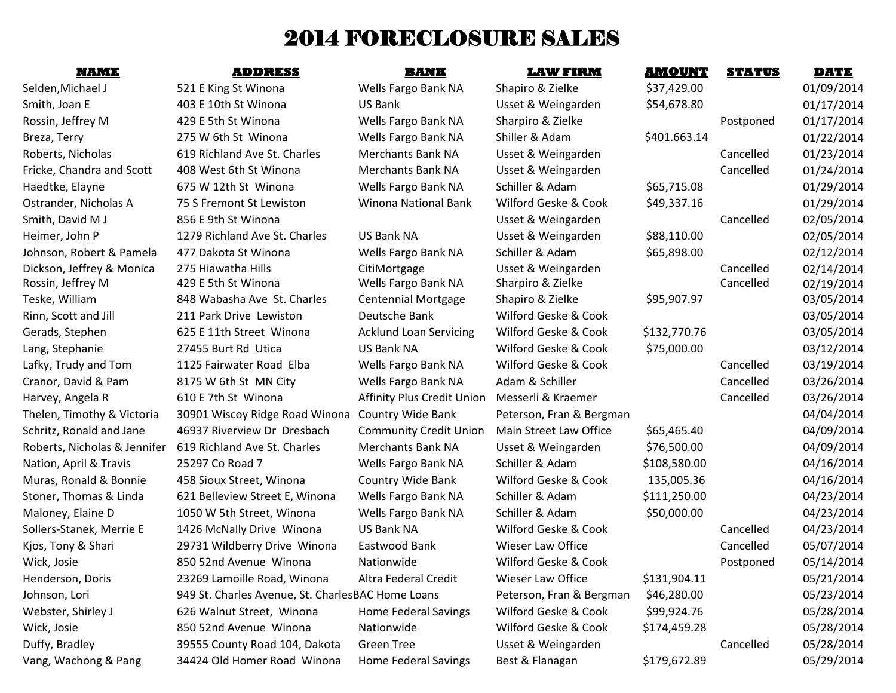# 2014 FORECLOSURE SALES

| NAME | ADDRESS | BANK | LAW FIRM | AMOUNT | STATUS | DATE |
|---|---|---|---|---|---|---|
| Selden,Michael J | 521 E King St Winona | Wells Fargo Bank NA | Shapiro & Zielke | $37,429.00 | | 01/09/2014 |
| Smith, Joan E | 403 E 10th St Winona | US Bank | Usset & Weingarden | $54,678.80 | | 01/17/2014 |
| Rossin, Jeffrey M | 429 E 5th St Winona | Wells Fargo Bank NA | Sharpiro & Zielke | | Postponed | 01/17/2014 |
| Breza, Terry | 275 W 6th St Winona | Wells Fargo Bank NA | Shiller & Adam | $401.663.14 | | 01/22/2014 |
| Roberts, Nicholas | 619 Richland Ave St. Charles | Merchants Bank NA | Usset & Weingarden | | Cancelled | 01/23/2014 |
| Fricke, Chandra and Scott | 408 West 6th St Winona | Merchants Bank NA | Usset & Weingarden | | Cancelled | 01/24/2014 |
| Haedtke, Elayne | 675 W 12th St Winona | Wells Fargo Bank NA | Schiller & Adam | $65,715.08 | | 01/29/2014 |
| Ostrander, Nicholas A | 75 S Fremont St Lewiston | Winona National Bank | Wilford Geske & Cook | $49,337.16 | | 01/29/2014 |
| Smith, David M J | 856 E 9th St Winona | | Usset & Weingarden | | Cancelled | 02/05/2014 |
| Heimer, John P | 1279 Richland Ave St. Charles | US Bank NA | Usset & Weingarden | $88,110.00 | | 02/05/2014 |
| Johnson, Robert & Pamela | 477 Dakota St Winona | Wells Fargo Bank NA | Schiller & Adam | $65,898.00 | | 02/12/2014 |
| Dickson, Jeffrey & Monica | 275 Hiawatha Hills | CitiMortgage | Usset & Weingarden | | Cancelled | 02/14/2014 |
| Rossin, Jeffrey M | 429 E 5th St Winona | Wells Fargo Bank NA | Sharpiro & Zielke | | Cancelled | 02/19/2014 |
| Teske, William | 848 Wabasha Ave St. Charles | Centennial Mortgage | Shapiro & Zielke | $95,907.97 | | 03/05/2014 |
| Rinn, Scott and Jill | 211 Park Drive Lewiston | Deutsche Bank | Wilford Geske & Cook | | | 03/05/2014 |
| Gerads, Stephen | 625 E 11th Street Winona | Acklund Loan Servicing | Wilford Geske & Cook | $132,770.76 | | 03/05/2014 |
| Lang, Stephanie | 27455 Burt Rd Utica | US Bank NA | Wilford Geske & Cook | $75,000.00 | | 03/12/2014 |
| Lafky, Trudy and Tom | 1125 Fairwater Road Elba | Wells Fargo Bank NA | Wilford Geske & Cook | | Cancelled | 03/19/2014 |
| Cranor, David & Pam | 8175 W 6th St MN City | Wells Fargo Bank NA | Adam & Schiller | | Cancelled | 03/26/2014 |
| Harvey, Angela R | 610 E 7th St Winona | Affinity Plus Credit Union | Messerli & Kraemer | | Cancelled | 03/26/2014 |
| Thelen, Timothy & Victoria | 30901 Wiscoy Ridge Road Winona | Country Wide Bank | Peterson, Fran & Bergman | | | 04/04/2014 |
| Schritz, Ronald and Jane | 46937 Riverview Dr Dresbach | Community Credit Union | Main Street Law Office | $65,465.40 | | 04/09/2014 |
| Roberts, Nicholas & Jennifer | 619 Richland Ave St. Charles | Merchants Bank NA | Usset & Weingarden | $76,500.00 | | 04/09/2014 |
| Nation, April & Travis | 25297 Co Road 7 | Wells Fargo Bank NA | Schiller & Adam | $108,580.00 | | 04/16/2014 |
| Muras, Ronald & Bonnie | 458 Sioux Street, Winona | Country Wide Bank | Wilford Geske & Cook | 135,005.36 | | 04/16/2014 |
| Stoner, Thomas & Linda | 621 Belleview Street E, Winona | Wells Fargo Bank NA | Schiller & Adam | $111,250.00 | | 04/23/2014 |
| Maloney, Elaine D | 1050 W 5th Street, Winona | Wells Fargo Bank NA | Schiller & Adam | $50,000.00 | | 04/23/2014 |
| Sollers-Stanek, Merrie E | 1426 McNally Drive Winona | US Bank NA | Wilford Geske & Cook | | Cancelled | 04/23/2014 |
| Kjos, Tony & Shari | 29731 Wildberry Drive Winona | Eastwood Bank | Wieser Law Office | | Cancelled | 05/07/2014 |
| Wick, Josie | 850 52nd Avenue Winona | Nationwide | Wilford Geske & Cook | | Postponed | 05/14/2014 |
| Henderson, Doris | 23269 Lamoille Road, Winona | Altra Federal Credit | Wieser Law Office | $131,904.11 | | 05/21/2014 |
| Johnson, Lori | 949 St. Charles Avenue, St. Charles | BAC Home Loans | Peterson, Fran & Bergman | $46,280.00 | | 05/23/2014 |
| Webster, Shirley J | 626 Walnut Street, Winona | Home Federal Savings | Wilford Geske & Cook | $99,924.76 | | 05/28/2014 |
| Wick, Josie | 850 52nd Avenue Winona | Nationwide | Wilford Geske & Cook | $174,459.28 | | 05/28/2014 |
| Duffy, Bradley | 39555 County Road 104, Dakota | Green Tree | Usset & Weingarden | | Cancelled | 05/28/2014 |
| Vang, Wachong & Pang | 34424 Old Homer Road Winona | Home Federal Savings | Best & Flanagan | $179,672.89 | | 05/29/2014 |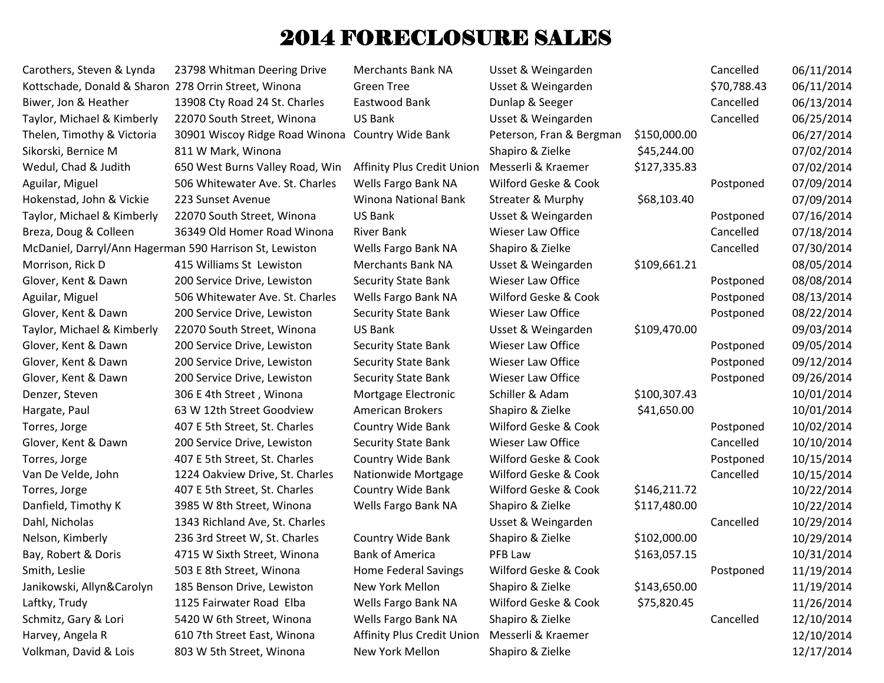# 2014 FORECLOSURE SALES

| | | | | | | |
|---|---|---|---|---|---|---|
| Carothers, Steven & Lynda | 23798 Whitman Deering Drive | Merchants Bank NA | Usset & Weingarden | | Cancelled | 06/11/2014 |
| Kottschade, Donald & Sharon | 278 Orrin Street, Winona | Green Tree | Usset & Weingarden | | $70,788.43 | 06/11/2014 |
| Biwer, Jon & Heather | 13908 Cty Road 24 St. Charles | Eastwood Bank | Dunlap & Seeger | | Cancelled | 06/13/2014 |
| Taylor, Michael & Kimberly | 22070 South Street, Winona | US Bank | Usset & Weingarden | | Cancelled | 06/25/2014 |
| Thelen, Timothy & Victoria | 30901 Wiscoy Ridge Road Winona | Country Wide Bank | Peterson, Fran & Bergman | $150,000.00 | | 06/27/2014 |
| Sikorski, Bernice M | 811 W Mark, Winona | | Shapiro & Zielke | $45,244.00 | | 07/02/2014 |
| Wedul, Chad & Judith | 650 West Burns Valley Road, Win | Affinity Plus Credit Union | Messerli & Kraemer | $127,335.83 | | 07/02/2014 |
| Aguilar, Miguel | 506 Whitewater Ave. St. Charles | Wells Fargo Bank NA | Wilford Geske & Cook | | Postponed | 07/09/2014 |
| Hokenstad, John & Vickie | 223 Sunset Avenue | Winona National Bank | Streater & Murphy | $68,103.40 | | 07/09/2014 |
| Taylor, Michael & Kimberly | 22070 South Street, Winona | US Bank | Usset & Weingarden | | Postponed | 07/16/2014 |
| Breza, Doug & Colleen | 36349 Old Homer Road Winona | River Bank | Wieser Law Office | | Cancelled | 07/18/2014 |
| McDaniel, Darryl/Ann Hagerman | 590 Harrison St, Lewiston | Wells Fargo Bank NA | Shapiro & Zielke | | Cancelled | 07/30/2014 |
| Morrison, Rick D | 415 Williams St Lewiston | Merchants Bank NA | Usset & Weingarden | $109,661.21 | | 08/05/2014 |
| Glover, Kent & Dawn | 200 Service Drive, Lewiston | Security State Bank | Wieser Law Office | | Postponed | 08/08/2014 |
| Aguilar, Miguel | 506 Whitewater Ave. St. Charles | Wells Fargo Bank NA | Wilford Geske & Cook | | Postponed | 08/13/2014 |
| Glover, Kent & Dawn | 200 Service Drive, Lewiston | Security State Bank | Wieser Law Office | | Postponed | 08/22/2014 |
| Taylor, Michael & Kimberly | 22070 South Street, Winona | US Bank | Usset & Weingarden | $109,470.00 | | 09/03/2014 |
| Glover, Kent & Dawn | 200 Service Drive, Lewiston | Security State Bank | Wieser Law Office | | Postponed | 09/05/2014 |
| Glover, Kent & Dawn | 200 Service Drive, Lewiston | Security State Bank | Wieser Law Office | | Postponed | 09/12/2014 |
| Glover, Kent & Dawn | 200 Service Drive, Lewiston | Security State Bank | Wieser Law Office | | Postponed | 09/26/2014 |
| Denzer, Steven | 306 E 4th Street , Winona | Mortgage Electronic | Schiller & Adam | $100,307.43 | | 10/01/2014 |
| Hargate, Paul | 63 W 12th Street Goodview | American Brokers | Shapiro & Zielke | $41,650.00 | | 10/01/2014 |
| Torres, Jorge | 407 E 5th Street, St. Charles | Country Wide Bank | Wilford Geske & Cook | | Postponed | 10/02/2014 |
| Glover, Kent & Dawn | 200 Service Drive, Lewiston | Security State Bank | Wieser Law Office | | Cancelled | 10/10/2014 |
| Torres, Jorge | 407 E 5th Street, St. Charles | Country Wide Bank | Wilford Geske & Cook | | Postponed | 10/15/2014 |
| Van De Velde, John | 1224 Oakview Drive, St. Charles | Nationwide Mortgage | Wilford Geske & Cook | | Cancelled | 10/15/2014 |
| Torres, Jorge | 407 E 5th Street, St. Charles | Country Wide Bank | Wilford Geske & Cook | $146,211.72 | | 10/22/2014 |
| Danfield, Timothy K | 3985 W 8th Street, Winona | Wells Fargo Bank NA | Shapiro & Zielke | $117,480.00 | | 10/22/2014 |
| Dahl, Nicholas | 1343 Richland Ave, St. Charles | | Usset & Weingarden | | Cancelled | 10/29/2014 |
| Nelson, Kimberly | 236 3rd Street W, St. Charles | Country Wide Bank | Shapiro & Zielke | $102,000.00 | | 10/29/2014 |
| Bay, Robert & Doris | 4715 W Sixth Street, Winona | Bank of America | PFB Law | $163,057.15 | | 10/31/2014 |
| Smith, Leslie | 503 E 8th Street, Winona | Home Federal Savings | Wilford Geske & Cook | | Postponed | 11/19/2014 |
| Janikowski, Allyn&Carolyn | 185 Benson Drive, Lewiston | New York Mellon | Shapiro & Zielke | $143,650.00 | | 11/19/2014 |
| Laftky, Trudy | 1125 Fairwater Road Elba | Wells Fargo Bank NA | Wilford Geske & Cook | $75,820.45 | | 11/26/2014 |
| Schmitz, Gary & Lori | 5420 W 6th Street, Winona | Wells Fargo Bank NA | Shapiro & Zielke | | Cancelled | 12/10/2014 |
| Harvey, Angela R | 610 7th Street East, Winona | Affinity Plus Credit Union | Messerli & Kraemer | | | 12/10/2014 |
| Volkman, David & Lois | 803 W 5th Street, Winona | New York Mellon | Shapiro & Zielke | | | 12/17/2014 |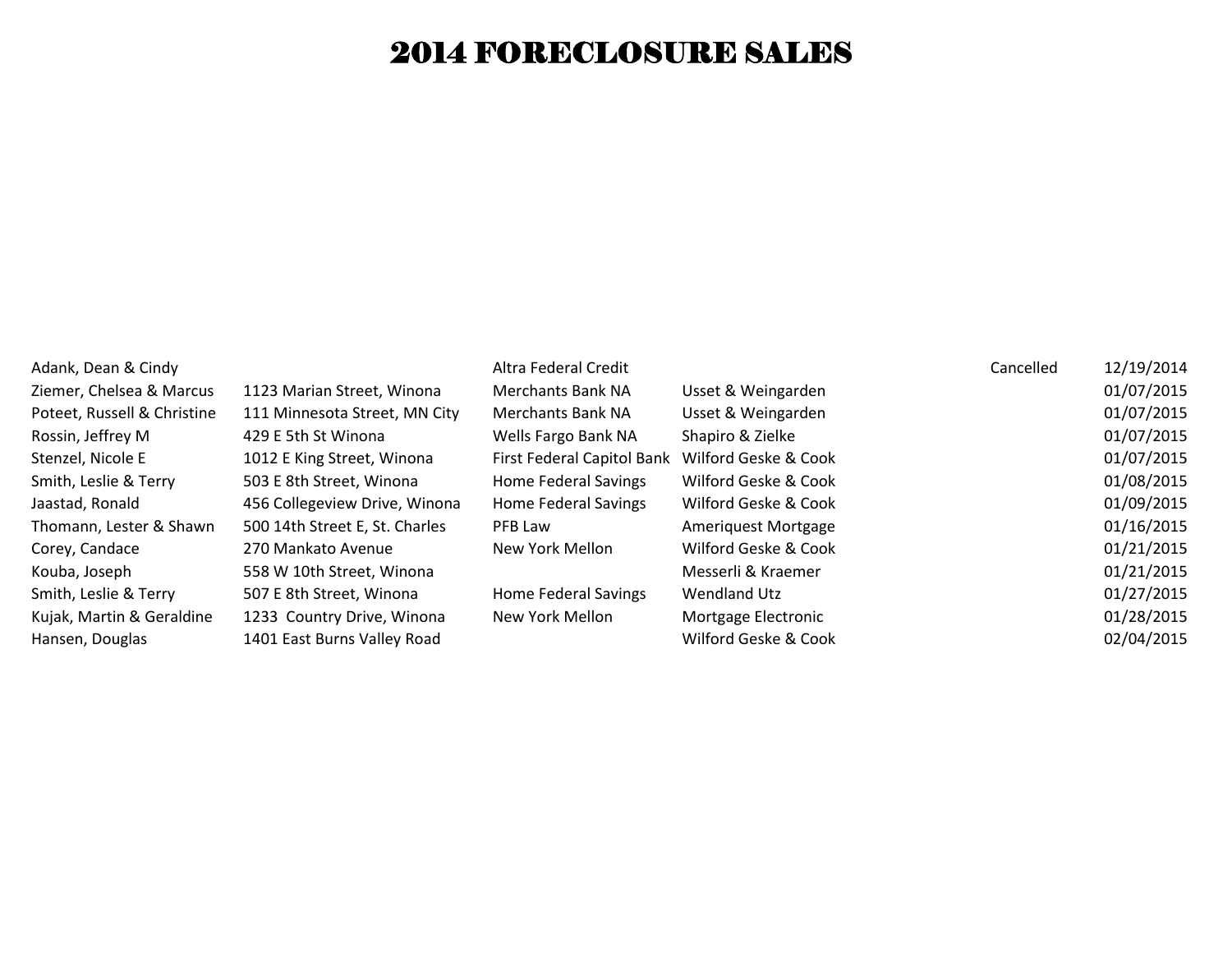# 2014 FORECLOSURE SALES

| | | | | | |
|---|---|---|---|---|---|
| Adank, Dean & Cindy | | Altra Federal Credit | | Cancelled | 12/19/2014 |
| Ziemer, Chelsea & Marcus | 1123 Marian Street, Winona | Merchants Bank NA | Usset & Weingarden | | 01/07/2015 |
| Poteet, Russell & Christine | 111 Minnesota Street, MN City | Merchants Bank NA | Usset & Weingarden | | 01/07/2015 |
| Rossin, Jeffrey M | 429 E 5th St Winona | Wells Fargo Bank NA | Shapiro & Zielke | | 01/07/2015 |
| Stenzel, Nicole E | 1012 E King Street, Winona | First Federal Capitol Bank | Wilford Geske & Cook | | 01/07/2015 |
| Smith, Leslie & Terry | 503 E 8th Street, Winona | Home Federal Savings | Wilford Geske & Cook | | 01/08/2015 |
| Jaastad, Ronald | 456 Collegeview Drive, Winona | Home Federal Savings | Wilford Geske & Cook | | 01/09/2015 |
| Thomann, Lester & Shawn | 500 14th Street E, St. Charles | PFB Law | Ameriquest Mortgage | | 01/16/2015 |
| Corey, Candace | 270 Mankato Avenue | New York Mellon | Wilford Geske & Cook | | 01/21/2015 |
| Kouba, Joseph | 558 W 10th Street, Winona | | Messerli & Kraemer | | 01/21/2015 |
| Smith, Leslie & Terry | 507 E 8th Street, Winona | Home Federal Savings | Wendland Utz | | 01/27/2015 |
| Kujak, Martin & Geraldine | 1233 Country Drive, Winona | New York Mellon | Mortgage Electronic | | 01/28/2015 |
| Hansen, Douglas | 1401 East Burns Valley Road | | Wilford Geske & Cook | | 02/04/2015 |